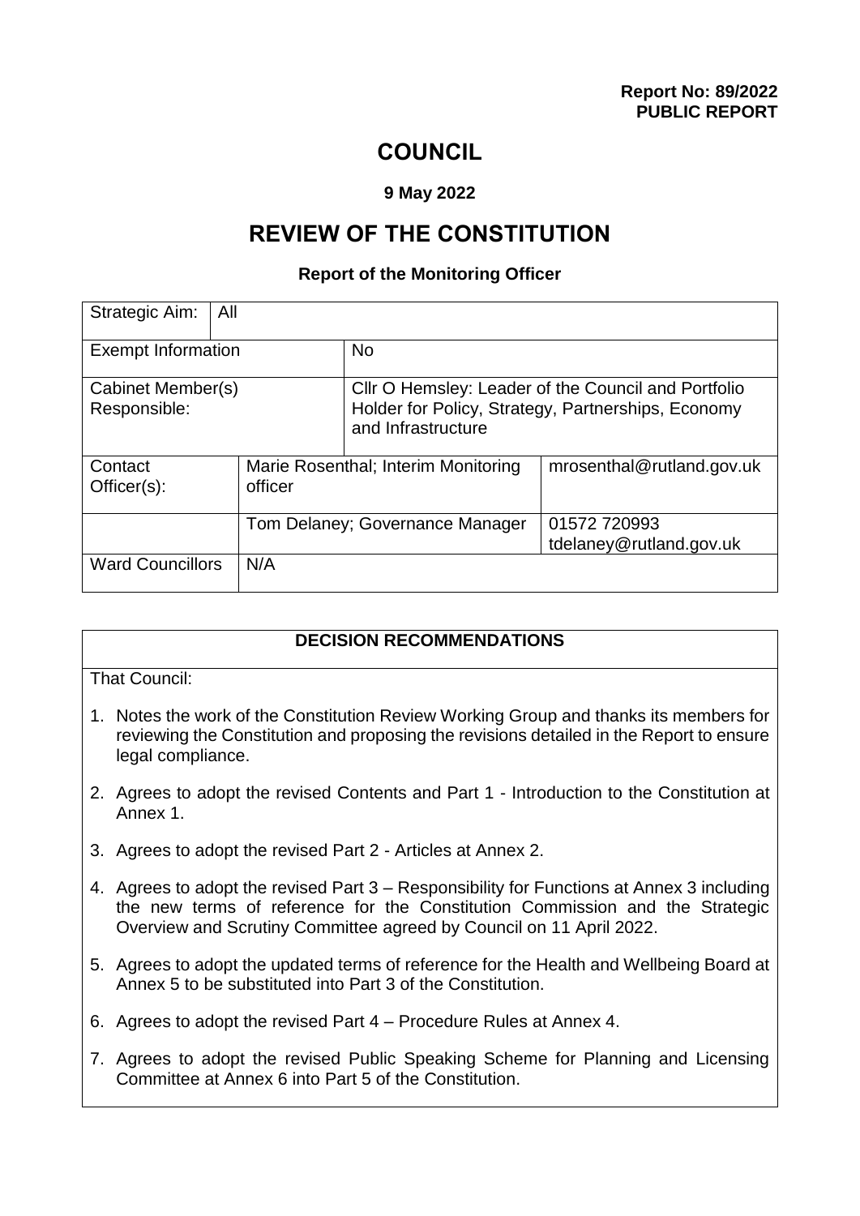**Report No: 89/2022**
**PUBLIC REPORT**

# COUNCIL

**9 May 2022**

# REVIEW OF THE CONSTITUTION

**Report of the Monitoring Officer**

| Strategic Aim: | All | | |
|---|---|---|---|
| Exempt Information | | No | |
| Cabinet Member(s) Responsible: | | Cllr O Hemsley: Leader of the Council and Portfolio Holder for Policy, Strategy, Partnerships, Economy and Infrastructure | |
| Contact Officer(s): | Marie Rosenthal; Interim Monitoring officer | | mrosenthal@rutland.gov.uk |
| | Tom Delaney; Governance Manager | | 01572 720993 tdelaney@rutland.gov.uk |
| Ward Councillors | N/A | | |

**DECISION RECOMMENDATIONS**

That Council:

1. Notes the work of the Constitution Review Working Group and thanks its members for reviewing the Constitution and proposing the revisions detailed in the Report to ensure legal compliance.
2. Agrees to adopt the revised Contents and Part 1 - Introduction to the Constitution at Annex 1.
3. Agrees to adopt the revised Part 2 - Articles at Annex 2.
4. Agrees to adopt the revised Part 3 – Responsibility for Functions at Annex 3 including the new terms of reference for the Constitution Commission and the Strategic Overview and Scrutiny Committee agreed by Council on 11 April 2022.
5. Agrees to adopt the updated terms of reference for the Health and Wellbeing Board at Annex 5 to be substituted into Part 3 of the Constitution.
6. Agrees to adopt the revised Part 4 – Procedure Rules at Annex 4.
7. Agrees to adopt the revised Public Speaking Scheme for Planning and Licensing Committee at Annex 6 into Part 5 of the Constitution.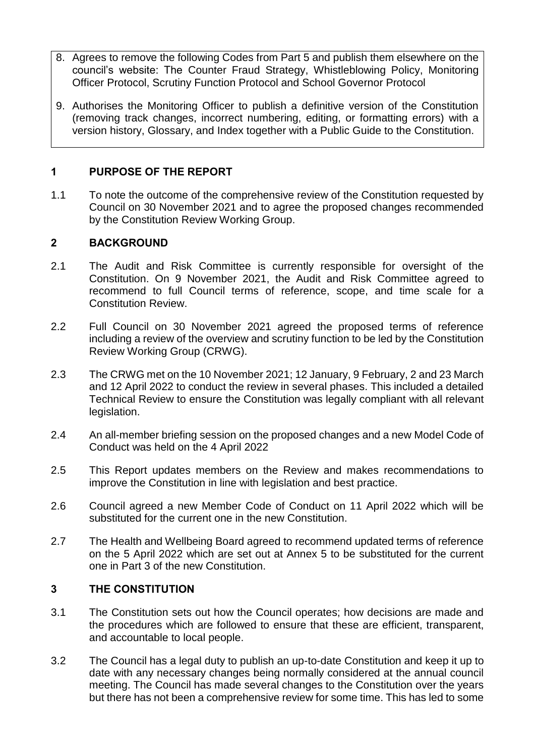8. Agrees to remove the following Codes from Part 5 and publish them elsewhere on the council's website: The Counter Fraud Strategy, Whistleblowing Policy, Monitoring Officer Protocol, Scrutiny Function Protocol and School Governor Protocol
9. Authorises the Monitoring Officer to publish a definitive version of the Constitution (removing track changes, incorrect numbering, editing, or formatting errors) with a version history, Glossary, and Index together with a Public Guide to the Constitution.

## 1 PURPOSE OF THE REPORT

1.1 To note the outcome of the comprehensive review of the Constitution requested by Council on 30 November 2021 and to agree the proposed changes recommended by the Constitution Review Working Group.

## 2 BACKGROUND

2.1 The Audit and Risk Committee is currently responsible for oversight of the Constitution. On 9 November 2021, the Audit and Risk Committee agreed to recommend to full Council terms of reference, scope, and time scale for a Constitution Review.

2.2 Full Council on 30 November 2021 agreed the proposed terms of reference including a review of the overview and scrutiny function to be led by the Constitution Review Working Group (CRWG).

2.3 The CRWG met on the 10 November 2021; 12 January, 9 February, 2 and 23 March and 12 April 2022 to conduct the review in several phases. This included a detailed Technical Review to ensure the Constitution was legally compliant with all relevant legislation.

2.4 An all-member briefing session on the proposed changes and a new Model Code of Conduct was held on the 4 April 2022

2.5 This Report updates members on the Review and makes recommendations to improve the Constitution in line with legislation and best practice.

2.6 Council agreed a new Member Code of Conduct on 11 April 2022 which will be substituted for the current one in the new Constitution.

2.7 The Health and Wellbeing Board agreed to recommend updated terms of reference on the 5 April 2022 which are set out at Annex 5 to be substituted for the current one in Part 3 of the new Constitution.

## 3 THE CONSTITUTION

3.1 The Constitution sets out how the Council operates; how decisions are made and the procedures which are followed to ensure that these are efficient, transparent, and accountable to local people.

3.2 The Council has a legal duty to publish an up-to-date Constitution and keep it up to date with any necessary changes being normally considered at the annual council meeting. The Council has made several changes to the Constitution over the years but there has not been a comprehensive review for some time. This has led to some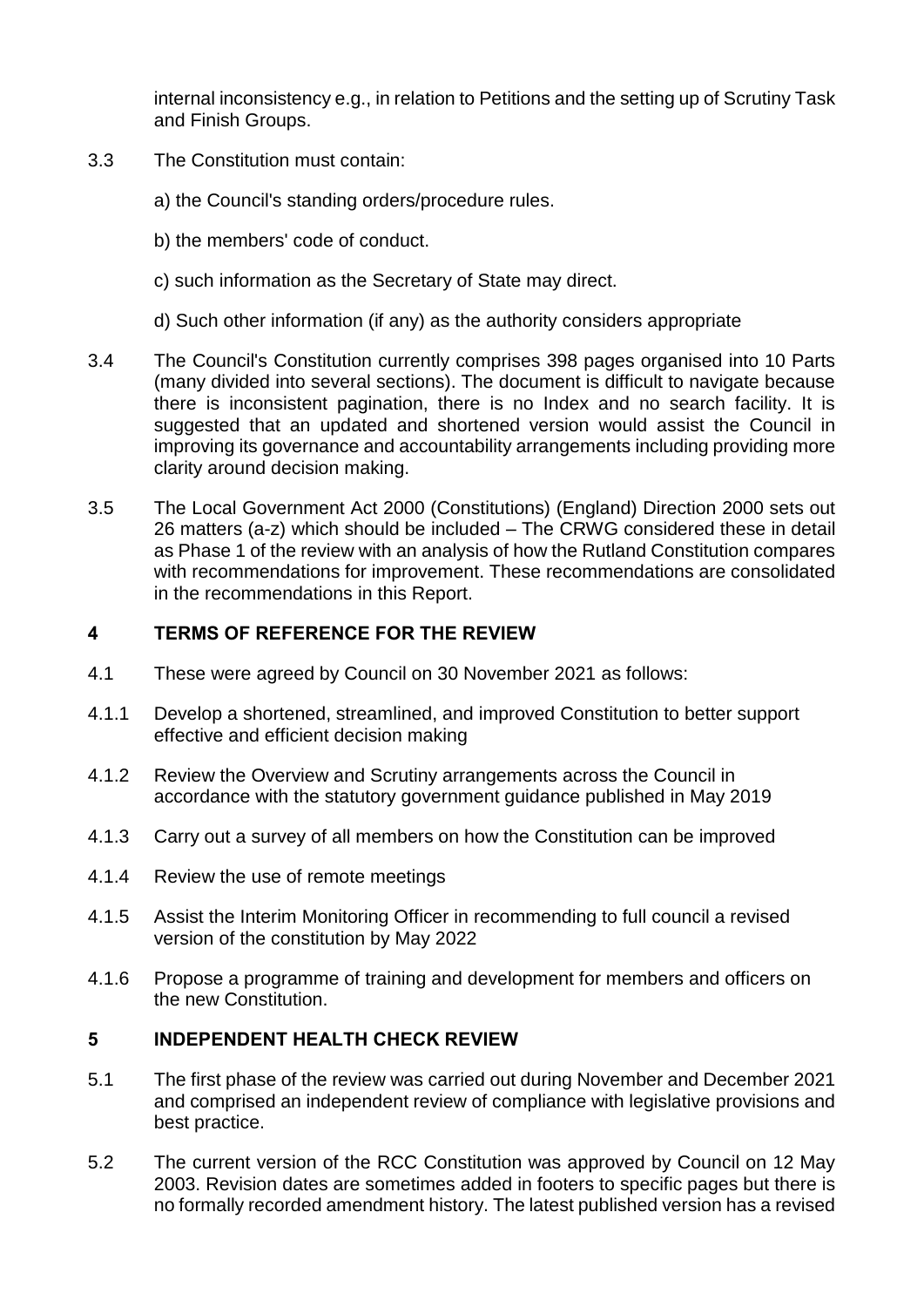internal inconsistency e.g., in relation to Petitions and the setting up of Scrutiny Task and Finish Groups.

3.3 The Constitution must contain:

a) the Council's standing orders/procedure rules.

b) the members' code of conduct.

c) such information as the Secretary of State may direct.

d) Such other information (if any) as the authority considers appropriate

3.4 The Council's Constitution currently comprises 398 pages organised into 10 Parts (many divided into several sections). The document is difficult to navigate because there is inconsistent pagination, there is no Index and no search facility. It is suggested that an updated and shortened version would assist the Council in improving its governance and accountability arrangements including providing more clarity around decision making.

3.5 The Local Government Act 2000 (Constitutions) (England) Direction 2000 sets out 26 matters (a-z) which should be included – The CRWG considered these in detail as Phase 1 of the review with an analysis of how the Rutland Constitution compares with recommendations for improvement. These recommendations are consolidated in the recommendations in this Report.

## 4 TERMS OF REFERENCE FOR THE REVIEW

4.1 These were agreed by Council on 30 November 2021 as follows:

4.1.1 Develop a shortened, streamlined, and improved Constitution to better support effective and efficient decision making

4.1.2 Review the Overview and Scrutiny arrangements across the Council in accordance with the statutory government guidance published in May 2019

4.1.3 Carry out a survey of all members on how the Constitution can be improved

4.1.4 Review the use of remote meetings

4.1.5 Assist the Interim Monitoring Officer in recommending to full council a revised version of the constitution by May 2022

4.1.6 Propose a programme of training and development for members and officers on the new Constitution.

## 5 INDEPENDENT HEALTH CHECK REVIEW

5.1 The first phase of the review was carried out during November and December 2021 and comprised an independent review of compliance with legislative provisions and best practice.

5.2 The current version of the RCC Constitution was approved by Council on 12 May 2003. Revision dates are sometimes added in footers to specific pages but there is no formally recorded amendment history. The latest published version has a revised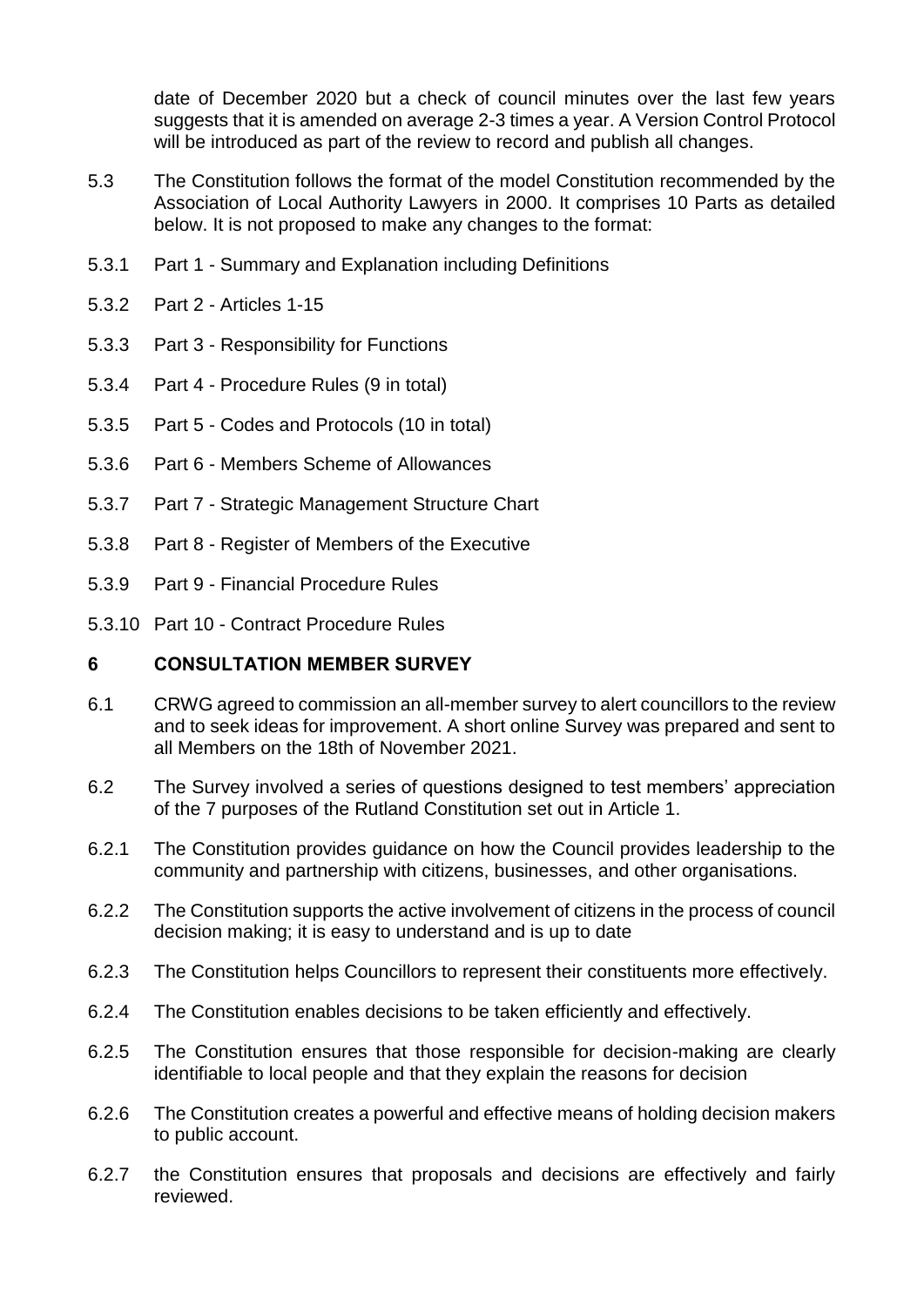date of December 2020 but a check of council minutes over the last few years suggests that it is amended on average 2-3 times a year. A Version Control Protocol will be introduced as part of the review to record and publish all changes.

5.3 The Constitution follows the format of the model Constitution recommended by the Association of Local Authority Lawyers in 2000. It comprises 10 Parts as detailed below. It is not proposed to make any changes to the format:

5.3.1 Part 1 - Summary and Explanation including Definitions

5.3.2 Part 2 - Articles 1-15

5.3.3 Part 3 - Responsibility for Functions

5.3.4 Part 4 - Procedure Rules (9 in total)

5.3.5 Part 5 - Codes and Protocols (10 in total)

5.3.6 Part 6 - Members Scheme of Allowances

5.3.7 Part 7 - Strategic Management Structure Chart

5.3.8 Part 8 - Register of Members of the Executive

5.3.9 Part 9 - Financial Procedure Rules

5.3.10 Part 10 - Contract Procedure Rules

## 6 CONSULTATION MEMBER SURVEY

6.1 CRWG agreed to commission an all-member survey to alert councillors to the review and to seek ideas for improvement. A short online Survey was prepared and sent to all Members on the 18th of November 2021.

6.2 The Survey involved a series of questions designed to test members' appreciation of the 7 purposes of the Rutland Constitution set out in Article 1.

6.2.1 The Constitution provides guidance on how the Council provides leadership to the community and partnership with citizens, businesses, and other organisations.

6.2.2 The Constitution supports the active involvement of citizens in the process of council decision making; it is easy to understand and is up to date

6.2.3 The Constitution helps Councillors to represent their constituents more effectively.

6.2.4 The Constitution enables decisions to be taken efficiently and effectively.

6.2.5 The Constitution ensures that those responsible for decision-making are clearly identifiable to local people and that they explain the reasons for decision

6.2.6 The Constitution creates a powerful and effective means of holding decision makers to public account.

6.2.7 the Constitution ensures that proposals and decisions are effectively and fairly reviewed.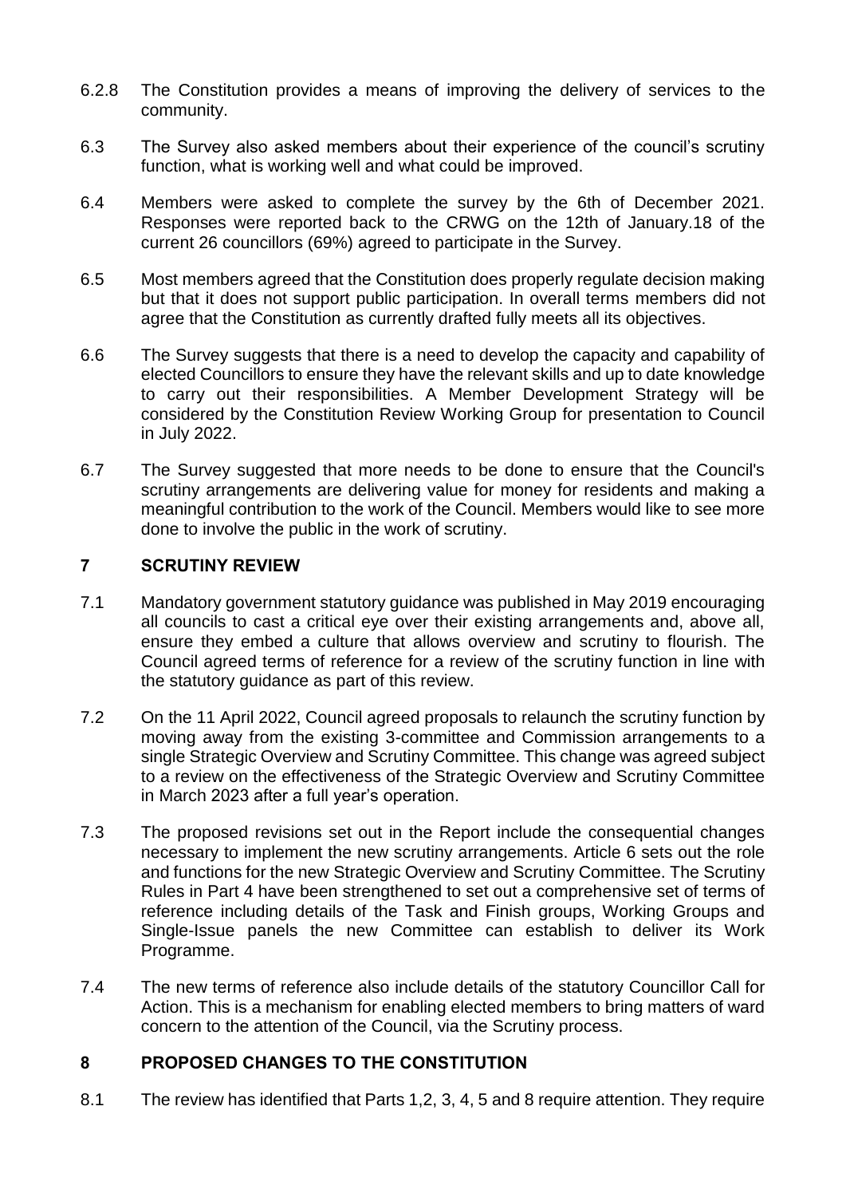6.2.8 The Constitution provides a means of improving the delivery of services to the community.

6.3 The Survey also asked members about their experience of the council's scrutiny function, what is working well and what could be improved.

6.4 Members were asked to complete the survey by the 6th of December 2021. Responses were reported back to the CRWG on the 12th of January.18 of the current 26 councillors (69%) agreed to participate in the Survey.

6.5 Most members agreed that the Constitution does properly regulate decision making but that it does not support public participation. In overall terms members did not agree that the Constitution as currently drafted fully meets all its objectives.

6.6 The Survey suggests that there is a need to develop the capacity and capability of elected Councillors to ensure they have the relevant skills and up to date knowledge to carry out their responsibilities. A Member Development Strategy will be considered by the Constitution Review Working Group for presentation to Council in July 2022.

6.7 The Survey suggested that more needs to be done to ensure that the Council's scrutiny arrangements are delivering value for money for residents and making a meaningful contribution to the work of the Council. Members would like to see more done to involve the public in the work of scrutiny.

## 7 SCRUTINY REVIEW

7.1 Mandatory government statutory guidance was published in May 2019 encouraging all councils to cast a critical eye over their existing arrangements and, above all, ensure they embed a culture that allows overview and scrutiny to flourish. The Council agreed terms of reference for a review of the scrutiny function in line with the statutory guidance as part of this review.

7.2 On the 11 April 2022, Council agreed proposals to relaunch the scrutiny function by moving away from the existing 3-committee and Commission arrangements to a single Strategic Overview and Scrutiny Committee. This change was agreed subject to a review on the effectiveness of the Strategic Overview and Scrutiny Committee in March 2023 after a full year's operation.

7.3 The proposed revisions set out in the Report include the consequential changes necessary to implement the new scrutiny arrangements. Article 6 sets out the role and functions for the new Strategic Overview and Scrutiny Committee. The Scrutiny Rules in Part 4 have been strengthened to set out a comprehensive set of terms of reference including details of the Task and Finish groups, Working Groups and Single-Issue panels the new Committee can establish to deliver its Work Programme.

7.4 The new terms of reference also include details of the statutory Councillor Call for Action. This is a mechanism for enabling elected members to bring matters of ward concern to the attention of the Council, via the Scrutiny process.

## 8 PROPOSED CHANGES TO THE CONSTITUTION

8.1 The review has identified that Parts 1,2, 3, 4, 5 and 8 require attention. They require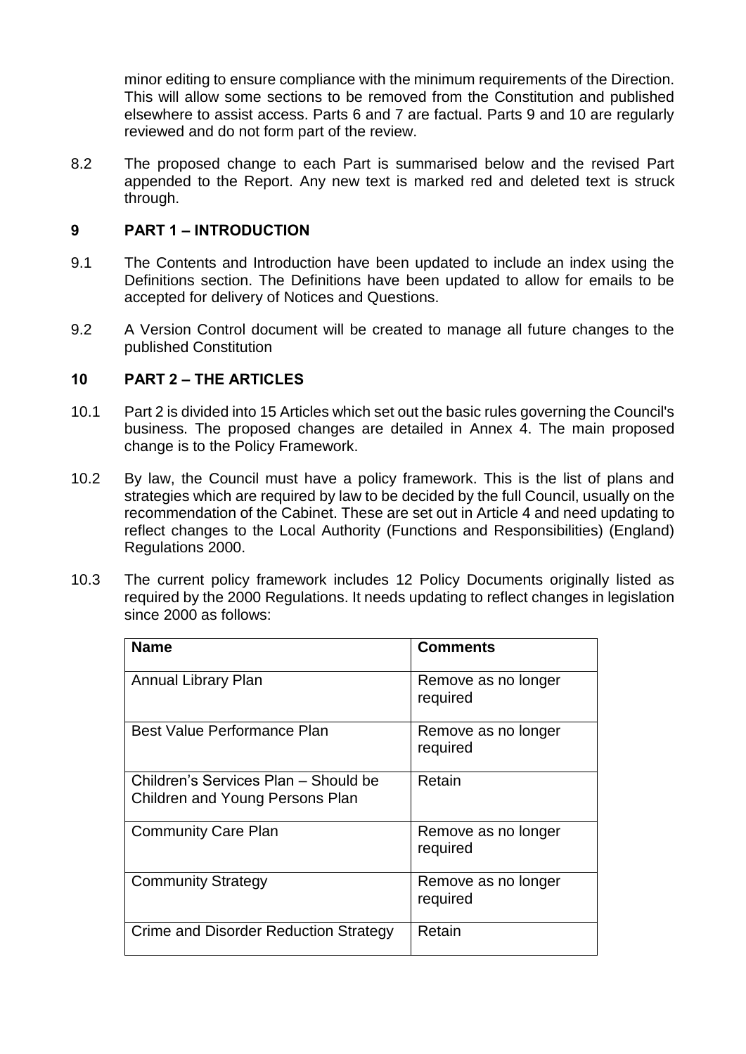minor editing to ensure compliance with the minimum requirements of the Direction. This will allow some sections to be removed from the Constitution and published elsewhere to assist access. Parts 6 and 7 are factual. Parts 9 and 10 are regularly reviewed and do not form part of the review.

8.2 The proposed change to each Part is summarised below and the revised Part appended to the Report. Any new text is marked red and deleted text is struck through.

## 9 PART 1 – INTRODUCTION

9.1 The Contents and Introduction have been updated to include an index using the Definitions section. The Definitions have been updated to allow for emails to be accepted for delivery of Notices and Questions.

9.2 A Version Control document will be created to manage all future changes to the published Constitution

## 10 PART 2 – THE ARTICLES

10.1 Part 2 is divided into 15 Articles which set out the basic rules governing the Council's business. The proposed changes are detailed in Annex 4. The main proposed change is to the Policy Framework.

10.2 By law, the Council must have a policy framework. This is the list of plans and strategies which are required by law to be decided by the full Council, usually on the recommendation of the Cabinet. These are set out in Article 4 and need updating to reflect changes to the Local Authority (Functions and Responsibilities) (England) Regulations 2000.

10.3 The current policy framework includes 12 Policy Documents originally listed as required by the 2000 Regulations. It needs updating to reflect changes in legislation since 2000 as follows:

| Name | Comments |
|---|---|
| Annual Library Plan | Remove as no longer required |
| Best Value Performance Plan | Remove as no longer required |
| Children's Services Plan – Should be Children and Young Persons Plan | Retain |
| Community Care Plan | Remove as no longer required |
| Community Strategy | Remove as no longer required |
| Crime and Disorder Reduction Strategy | Retain |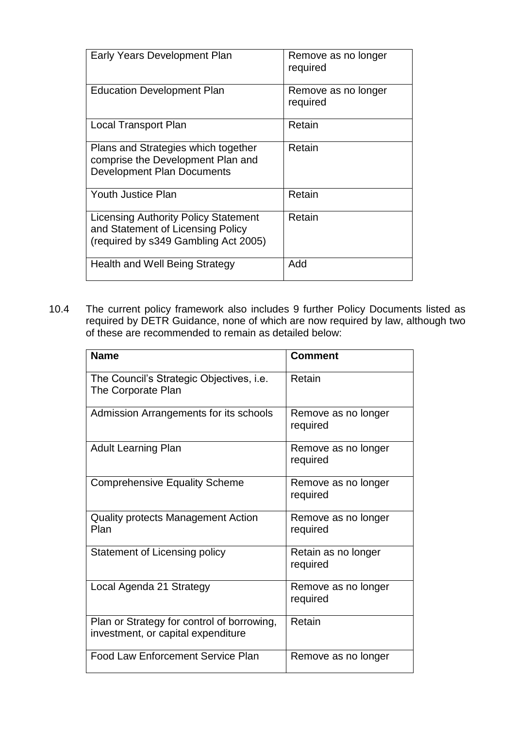| | |
|---|---|
| Early Years Development Plan | Remove as no longer required |
| Education Development Plan | Remove as no longer required |
| Local Transport Plan | Retain |
| Plans and Strategies which together comprise the Development Plan and Development Plan Documents | Retain |
| Youth Justice Plan | Retain |
| Licensing Authority Policy Statement and Statement of Licensing Policy (required by s349 Gambling Act 2005) | Retain |
| Health and Well Being Strategy | Add |

10.4 The current policy framework also includes 9 further Policy Documents listed as required by DETR Guidance, none of which are now required by law, although two of these are recommended to remain as detailed below:

| **Name** | **Comment** |
|---|---|
| The Council's Strategic Objectives, i.e. The Corporate Plan | Retain |
| Admission Arrangements for its schools | Remove as no longer required |
| Adult Learning Plan | Remove as no longer required |
| Comprehensive Equality Scheme | Remove as no longer required |
| Quality protects Management Action Plan | Remove as no longer required |
| Statement of Licensing policy | Retain as no longer required |
| Local Agenda 21 Strategy | Remove as no longer required |
| Plan or Strategy for control of borrowing, investment, or capital expenditure | Retain |
| Food Law Enforcement Service Plan | Remove as no longer |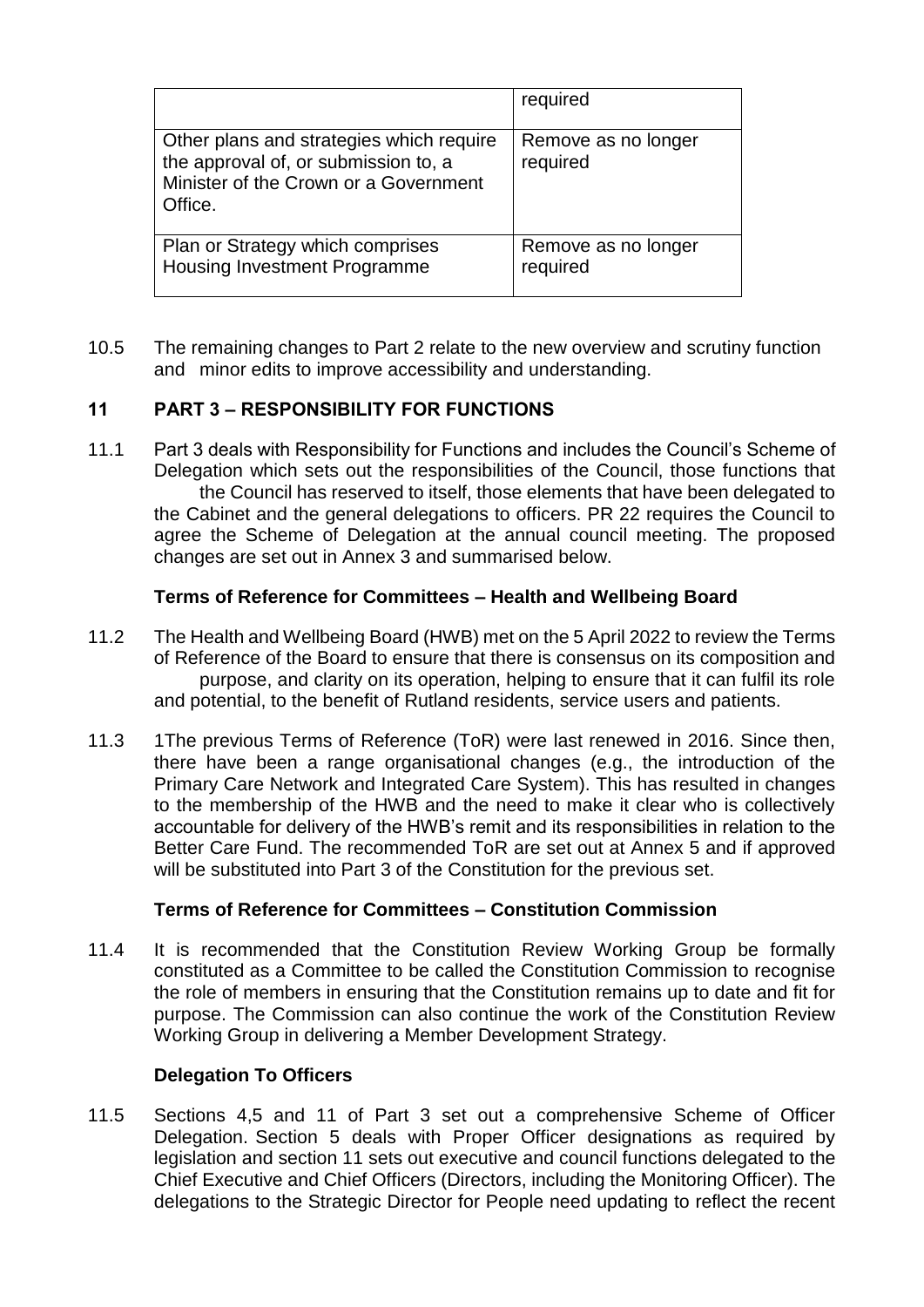| | required |
|---|---|
| Other plans and strategies which require the approval of, or submission to, a Minister of the Crown or a Government Office. | Remove as no longer required |
| Plan or Strategy which comprises Housing Investment Programme | Remove as no longer required |

10.5 The remaining changes to Part 2 relate to the new overview and scrutiny function and minor edits to improve accessibility and understanding.

## 11 PART 3 – RESPONSIBILITY FOR FUNCTIONS

11.1 Part 3 deals with Responsibility for Functions and includes the Council's Scheme of Delegation which sets out the responsibilities of the Council, those functions that the Council has reserved to itself, those elements that have been delegated to the Cabinet and the general delegations to officers. PR 22 requires the Council to agree the Scheme of Delegation at the annual council meeting. The proposed changes are set out in Annex 3 and summarised below.

### Terms of Reference for Committees – Health and Wellbeing Board

11.2 The Health and Wellbeing Board (HWB) met on the 5 April 2022 to review the Terms of Reference of the Board to ensure that there is consensus on its composition and purpose, and clarity on its operation, helping to ensure that it can fulfil its role and potential, to the benefit of Rutland residents, service users and patients.

11.3 1The previous Terms of Reference (ToR) were last renewed in 2016. Since then, there have been a range organisational changes (e.g., the introduction of the Primary Care Network and Integrated Care System). This has resulted in changes to the membership of the HWB and the need to make it clear who is collectively accountable for delivery of the HWB's remit and its responsibilities in relation to the Better Care Fund. The recommended ToR are set out at Annex 5 and if approved will be substituted into Part 3 of the Constitution for the previous set.

### Terms of Reference for Committees – Constitution Commission

11.4 It is recommended that the Constitution Review Working Group be formally constituted as a Committee to be called the Constitution Commission to recognise the role of members in ensuring that the Constitution remains up to date and fit for purpose. The Commission can also continue the work of the Constitution Review Working Group in delivering a Member Development Strategy.

### Delegation To Officers

11.5 Sections 4,5 and 11 of Part 3 set out a comprehensive Scheme of Officer Delegation. Section 5 deals with Proper Officer designations as required by legislation and section 11 sets out executive and council functions delegated to the Chief Executive and Chief Officers (Directors, including the Monitoring Officer). The delegations to the Strategic Director for People need updating to reflect the recent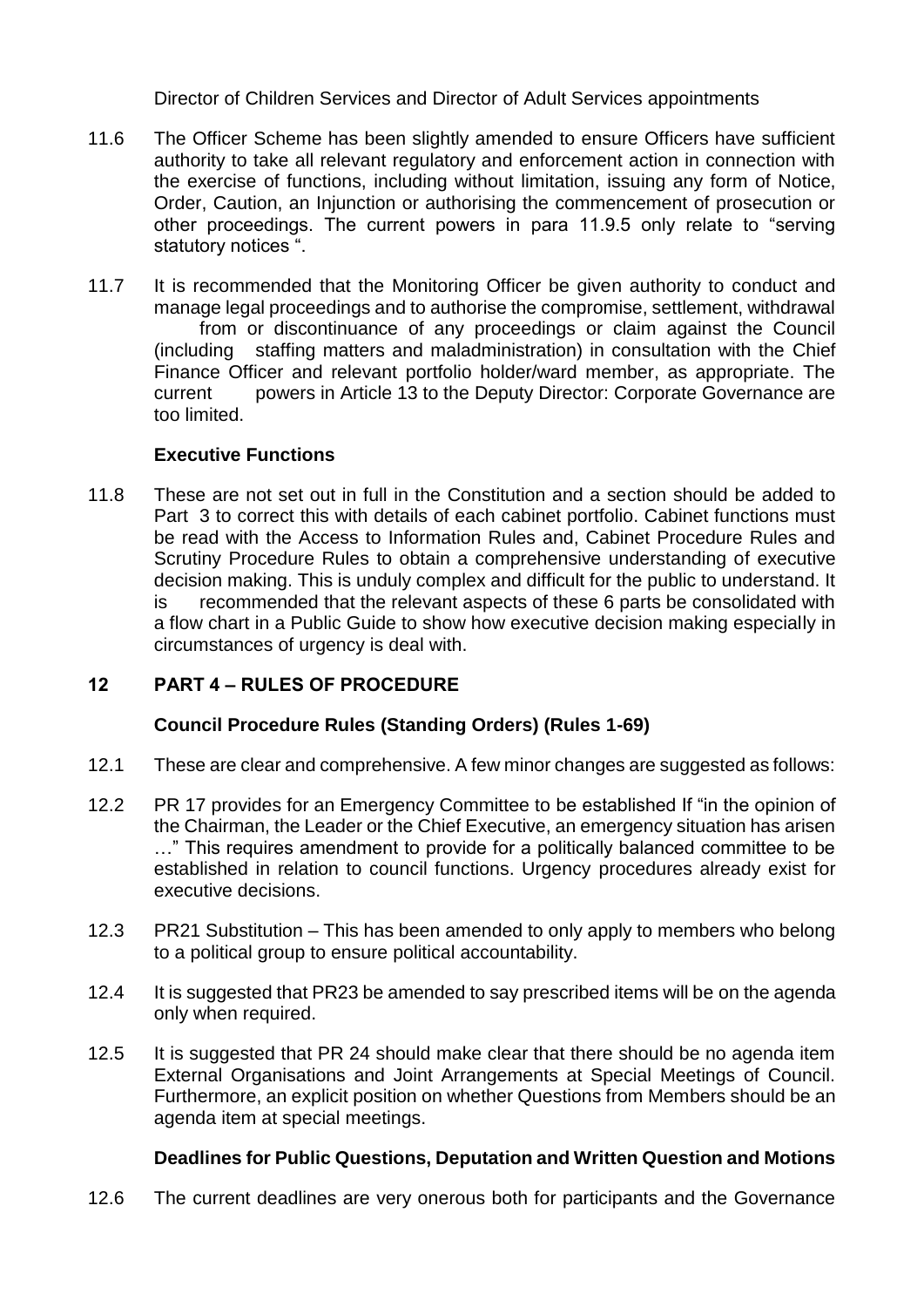Director of Children Services and Director of Adult Services appointments

11.6 The Officer Scheme has been slightly amended to ensure Officers have sufficient authority to take all relevant regulatory and enforcement action in connection with the exercise of functions, including without limitation, issuing any form of Notice, Order, Caution, an Injunction or authorising the commencement of prosecution or other proceedings. The current powers in para 11.9.5 only relate to "serving statutory notices ".

11.7 It is recommended that the Monitoring Officer be given authority to conduct and manage legal proceedings and to authorise the compromise, settlement, withdrawal from or discontinuance of any proceedings or claim against the Council (including staffing matters and maladministration) in consultation with the Chief Finance Officer and relevant portfolio holder/ward member, as appropriate. The current powers in Article 13 to the Deputy Director: Corporate Governance are too limited.

**Executive Functions**

11.8 These are not set out in full in the Constitution and a section should be added to Part 3 to correct this with details of each cabinet portfolio. Cabinet functions must be read with the Access to Information Rules and, Cabinet Procedure Rules and Scrutiny Procedure Rules to obtain a comprehensive understanding of executive decision making. This is unduly complex and difficult for the public to understand. It is recommended that the relevant aspects of these 6 parts be consolidated with a flow chart in a Public Guide to show how executive decision making especially in circumstances of urgency is deal with.

## 12 PART 4 – RULES OF PROCEDURE

**Council Procedure Rules (Standing Orders) (Rules 1-69)**

12.1 These are clear and comprehensive. A few minor changes are suggested as follows:

12.2 PR 17 provides for an Emergency Committee to be established If "in the opinion of the Chairman, the Leader or the Chief Executive, an emergency situation has arisen …" This requires amendment to provide for a politically balanced committee to be established in relation to council functions. Urgency procedures already exist for executive decisions.

12.3 PR21 Substitution – This has been amended to only apply to members who belong to a political group to ensure political accountability.

12.4 It is suggested that PR23 be amended to say prescribed items will be on the agenda only when required.

12.5 It is suggested that PR 24 should make clear that there should be no agenda item External Organisations and Joint Arrangements at Special Meetings of Council. Furthermore, an explicit position on whether Questions from Members should be an agenda item at special meetings.

**Deadlines for Public Questions, Deputation and Written Question and Motions**

12.6 The current deadlines are very onerous both for participants and the Governance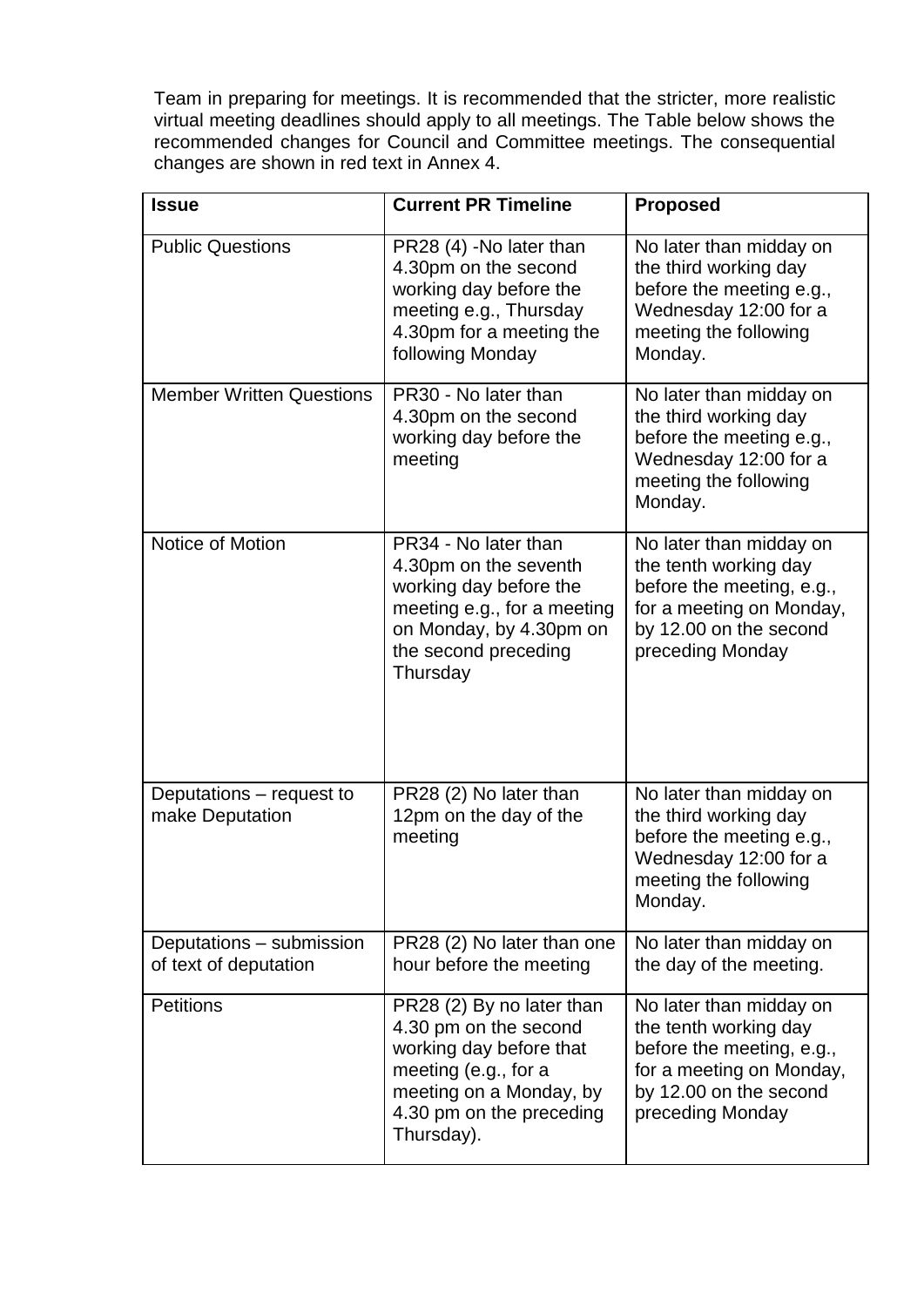Team in preparing for meetings. It is recommended that the stricter, more realistic virtual meeting deadlines should apply to all meetings. The Table below shows the recommended changes for Council and Committee meetings. The consequential changes are shown in red text in Annex 4.

| **Issue** | **Current PR Timeline** | **Proposed** |
|---|---|---|
| Public Questions | PR28 (4) -No later than 4.30pm on the second working day before the meeting e.g., Thursday 4.30pm for a meeting the following Monday | No later than midday on the third working day before the meeting e.g., Wednesday 12:00 for a meeting the following Monday. |
| Member Written Questions | PR30 - No later than 4.30pm on the second working day before the meeting | No later than midday on the third working day before the meeting e.g., Wednesday 12:00 for a meeting the following Monday. |
| Notice of Motion | PR34 - No later than 4.30pm on the seventh working day before the meeting e.g., for a meeting on Monday, by 4.30pm on the second preceding Thursday | No later than midday on the tenth working day before the meeting, e.g., for a meeting on Monday, by 12.00 on the second preceding Monday |
| Deputations – request to make Deputation | PR28 (2) No later than 12pm on the day of the meeting | No later than midday on the third working day before the meeting e.g., Wednesday 12:00 for a meeting the following Monday. |
| Deputations – submission of text of deputation | PR28 (2) No later than one hour before the meeting | No later than midday on the day of the meeting. |
| Petitions | PR28 (2) By no later than 4.30 pm on the second working day before that meeting (e.g., for a meeting on a Monday, by 4.30 pm on the preceding Thursday). | No later than midday on the tenth working day before the meeting, e.g., for a meeting on Monday, by 12.00 on the second preceding Monday |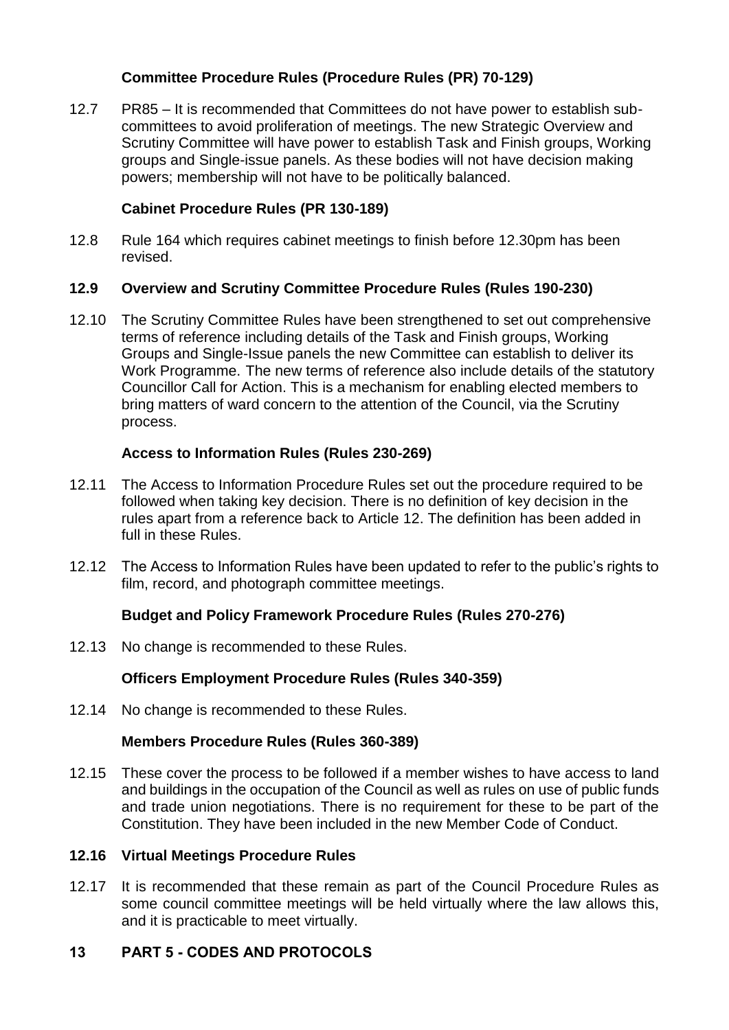**Committee Procedure Rules (Procedure Rules (PR) 70-129)**

12.7 PR85 – It is recommended that Committees do not have power to establish sub-committees to avoid proliferation of meetings. The new Strategic Overview and Scrutiny Committee will have power to establish Task and Finish groups, Working groups and Single-issue panels. As these bodies will not have decision making powers; membership will not have to be politically balanced.

**Cabinet Procedure Rules (PR 130-189)**

12.8 Rule 164 which requires cabinet meetings to finish before 12.30pm has been revised.

**12.9 Overview and Scrutiny Committee Procedure Rules (Rules 190-230)**

12.10 The Scrutiny Committee Rules have been strengthened to set out comprehensive terms of reference including details of the Task and Finish groups, Working Groups and Single-Issue panels the new Committee can establish to deliver its Work Programme. The new terms of reference also include details of the statutory Councillor Call for Action. This is a mechanism for enabling elected members to bring matters of ward concern to the attention of the Council, via the Scrutiny process.

**Access to Information Rules (Rules 230-269)**

12.11 The Access to Information Procedure Rules set out the procedure required to be followed when taking key decision. There is no definition of key decision in the rules apart from a reference back to Article 12. The definition has been added in full in these Rules.

12.12 The Access to Information Rules have been updated to refer to the public's rights to film, record, and photograph committee meetings.

**Budget and Policy Framework Procedure Rules (Rules 270-276)**

12.13 No change is recommended to these Rules.

**Officers Employment Procedure Rules (Rules 340-359)**

12.14 No change is recommended to these Rules.

**Members Procedure Rules (Rules 360-389)**

12.15 These cover the process to be followed if a member wishes to have access to land and buildings in the occupation of the Council as well as rules on use of public funds and trade union negotiations. There is no requirement for these to be part of the Constitution. They have been included in the new Member Code of Conduct.

**12.16 Virtual Meetings Procedure Rules**

12.17 It is recommended that these remain as part of the Council Procedure Rules as some council committee meetings will be held virtually where the law allows this, and it is practicable to meet virtually.

## 13 PART 5 - CODES AND PROTOCOLS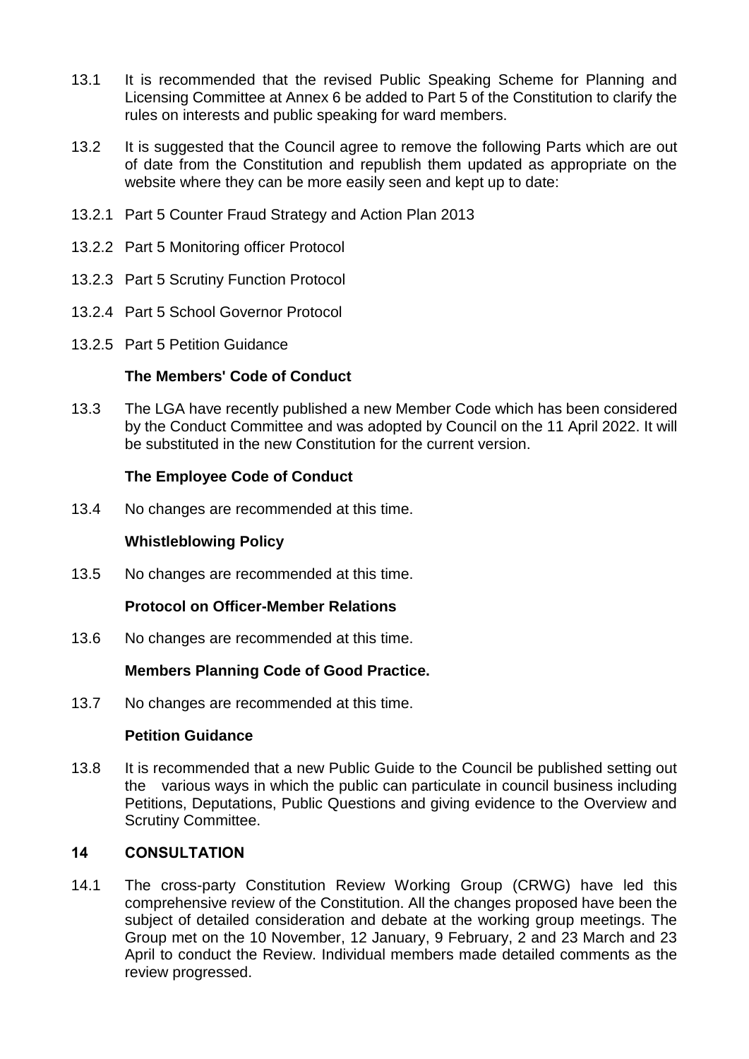13.1 It is recommended that the revised Public Speaking Scheme for Planning and Licensing Committee at Annex 6 be added to Part 5 of the Constitution to clarify the rules on interests and public speaking for ward members.

13.2 It is suggested that the Council agree to remove the following Parts which are out of date from the Constitution and republish them updated as appropriate on the website where they can be more easily seen and kept up to date:

13.2.1 Part 5 Counter Fraud Strategy and Action Plan 2013

13.2.2 Part 5 Monitoring officer Protocol

13.2.3 Part 5 Scrutiny Function Protocol

13.2.4 Part 5 School Governor Protocol

13.2.5 Part 5 Petition Guidance

**The Members' Code of Conduct**

13.3 The LGA have recently published a new Member Code which has been considered by the Conduct Committee and was adopted by Council on the 11 April 2022. It will be substituted in the new Constitution for the current version.

**The Employee Code of Conduct**

13.4 No changes are recommended at this time.

**Whistleblowing Policy**

13.5 No changes are recommended at this time.

**Protocol on Officer-Member Relations**

13.6 No changes are recommended at this time.

**Members Planning Code of Good Practice.**

13.7 No changes are recommended at this time.

**Petition Guidance**

13.8 It is recommended that a new Public Guide to the Council be published setting out the various ways in which the public can particulate in council business including Petitions, Deputations, Public Questions and giving evidence to the Overview and Scrutiny Committee.

## 14 CONSULTATION

14.1 The cross-party Constitution Review Working Group (CRWG) have led this comprehensive review of the Constitution. All the changes proposed have been the subject of detailed consideration and debate at the working group meetings. The Group met on the 10 November, 12 January, 9 February, 2 and 23 March and 23 April to conduct the Review. Individual members made detailed comments as the review progressed.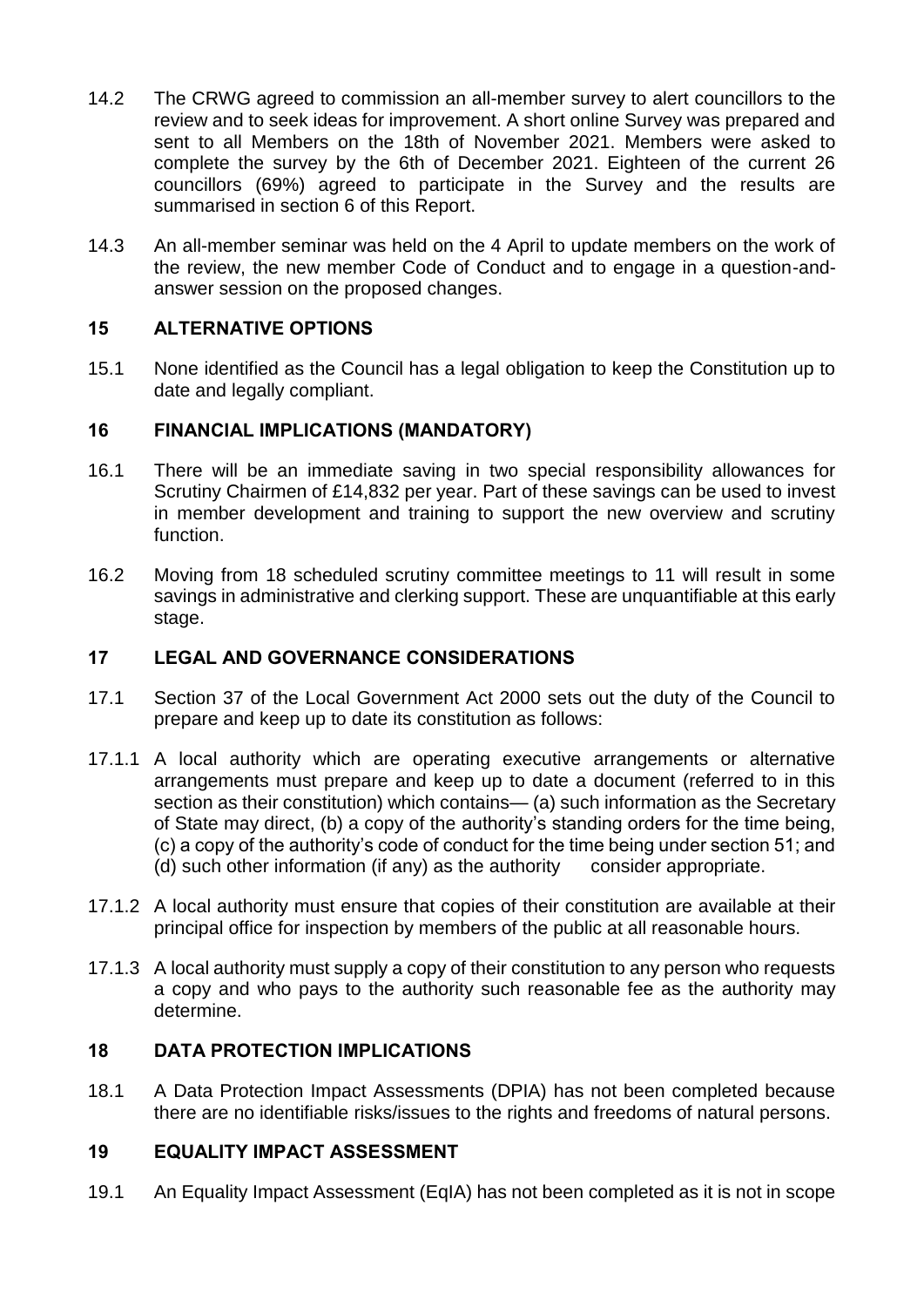14.2 The CRWG agreed to commission an all-member survey to alert councillors to the review and to seek ideas for improvement. A short online Survey was prepared and sent to all Members on the 18th of November 2021. Members were asked to complete the survey by the 6th of December 2021. Eighteen of the current 26 councillors (69%) agreed to participate in the Survey and the results are summarised in section 6 of this Report.

14.3 An all-member seminar was held on the 4 April to update members on the work of the review, the new member Code of Conduct and to engage in a question-and-answer session on the proposed changes.

## 15 ALTERNATIVE OPTIONS

15.1 None identified as the Council has a legal obligation to keep the Constitution up to date and legally compliant.

## 16 FINANCIAL IMPLICATIONS (MANDATORY)

16.1 There will be an immediate saving in two special responsibility allowances for Scrutiny Chairmen of £14,832 per year. Part of these savings can be used to invest in member development and training to support the new overview and scrutiny function.

16.2 Moving from 18 scheduled scrutiny committee meetings to 11 will result in some savings in administrative and clerking support. These are unquantifiable at this early stage.

## 17 LEGAL AND GOVERNANCE CONSIDERATIONS

17.1 Section 37 of the Local Government Act 2000 sets out the duty of the Council to prepare and keep up to date its constitution as follows:

17.1.1 A local authority which are operating executive arrangements or alternative arrangements must prepare and keep up to date a document (referred to in this section as their constitution) which contains— (a) such information as the Secretary of State may direct, (b) a copy of the authority's standing orders for the time being, (c) a copy of the authority's code of conduct for the time being under section 51; and (d) such other information (if any) as the authority consider appropriate.

17.1.2 A local authority must ensure that copies of their constitution are available at their principal office for inspection by members of the public at all reasonable hours.

17.1.3 A local authority must supply a copy of their constitution to any person who requests a copy and who pays to the authority such reasonable fee as the authority may determine.

## 18 DATA PROTECTION IMPLICATIONS

18.1 A Data Protection Impact Assessments (DPIA) has not been completed because there are no identifiable risks/issues to the rights and freedoms of natural persons.

## 19 EQUALITY IMPACT ASSESSMENT

19.1 An Equality Impact Assessment (EqIA) has not been completed as it is not in scope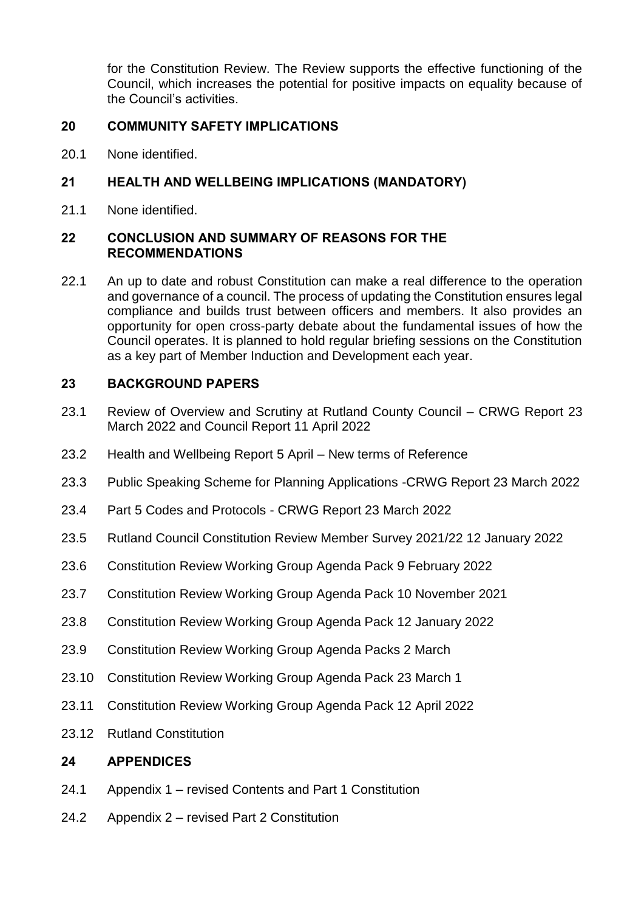for the Constitution Review. The Review supports the effective functioning of the Council, which increases the potential for positive impacts on equality because of the Council's activities.

## 20 COMMUNITY SAFETY IMPLICATIONS

20.1 None identified.

## 21 HEALTH AND WELLBEING IMPLICATIONS (MANDATORY)

21.1 None identified.

## 22 CONCLUSION AND SUMMARY OF REASONS FOR THE RECOMMENDATIONS

22.1 An up to date and robust Constitution can make a real difference to the operation and governance of a council. The process of updating the Constitution ensures legal compliance and builds trust between officers and members. It also provides an opportunity for open cross-party debate about the fundamental issues of how the Council operates. It is planned to hold regular briefing sessions on the Constitution as a key part of Member Induction and Development each year.

## 23 BACKGROUND PAPERS

23.1 Review of Overview and Scrutiny at Rutland County Council – CRWG Report 23 March 2022 and Council Report 11 April 2022

23.2 Health and Wellbeing Report 5 April – New terms of Reference

23.3 Public Speaking Scheme for Planning Applications -CRWG Report 23 March 2022

23.4 Part 5 Codes and Protocols - CRWG Report 23 March 2022

23.5 Rutland Council Constitution Review Member Survey 2021/22 12 January 2022

23.6 Constitution Review Working Group Agenda Pack 9 February 2022

23.7 Constitution Review Working Group Agenda Pack 10 November 2021

23.8 Constitution Review Working Group Agenda Pack 12 January 2022

23.9 Constitution Review Working Group Agenda Packs 2 March

23.10 Constitution Review Working Group Agenda Pack 23 March 1

23.11 Constitution Review Working Group Agenda Pack 12 April 2022

23.12 Rutland Constitution

## 24 APPENDICES

24.1 Appendix 1 – revised Contents and Part 1 Constitution

24.2 Appendix 2 – revised Part 2 Constitution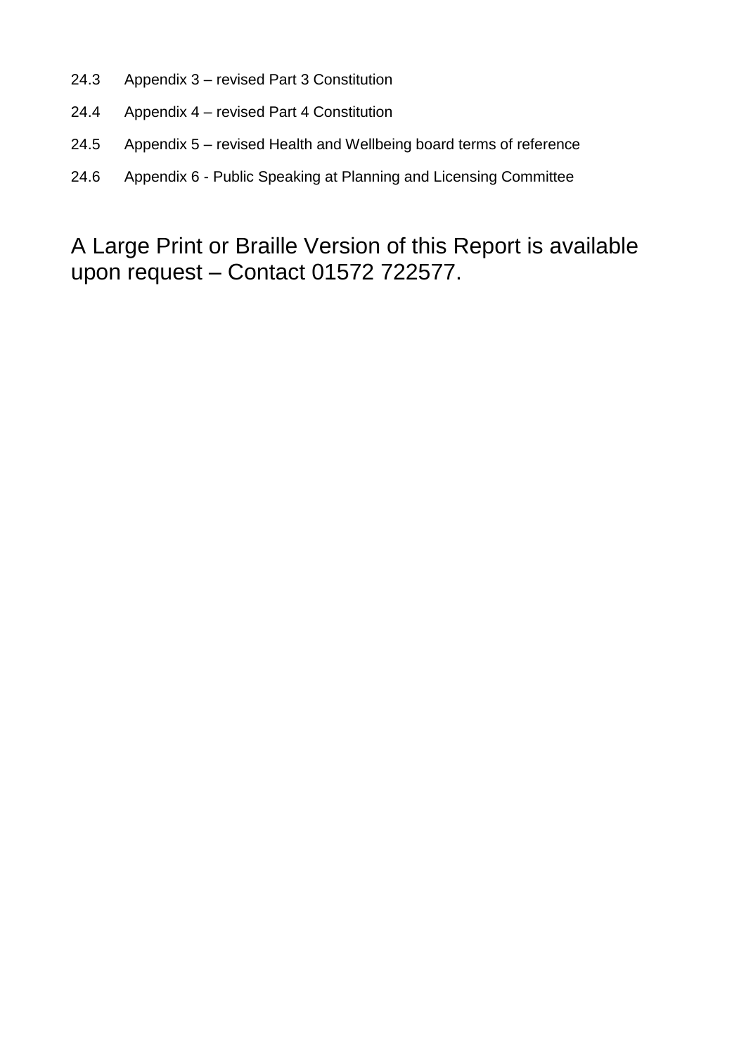24.3 Appendix 3 – revised Part 3 Constitution

24.4 Appendix 4 – revised Part 4 Constitution

24.5 Appendix 5 – revised Health and Wellbeing board terms of reference

24.6 Appendix 6 - Public Speaking at Planning and Licensing Committee

## A Large Print or Braille Version of this Report is available upon request – Contact 01572 722577.